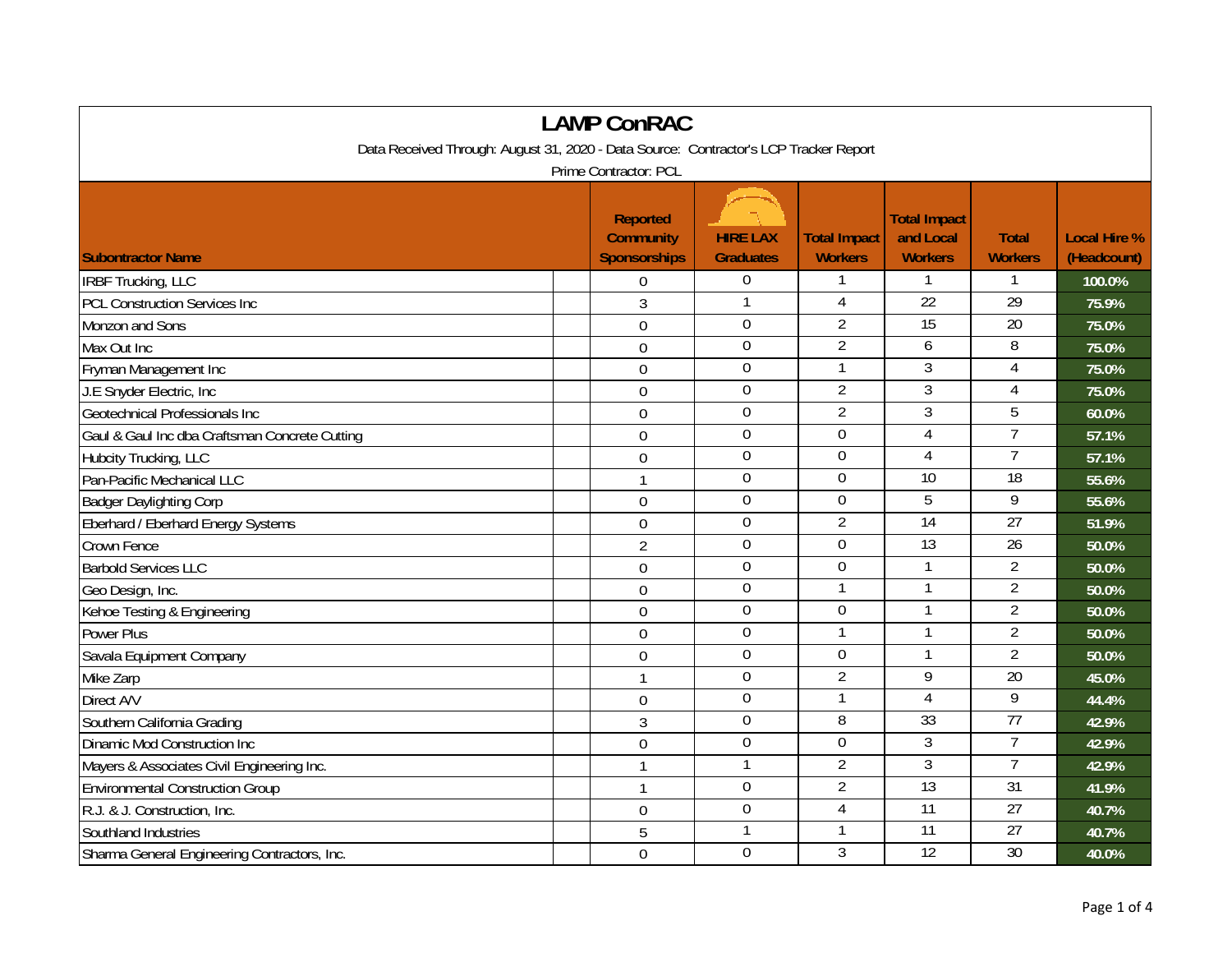# LAMP ConRAC

Data Received Through: August 31, 2020 - Data Source: Contractor's LCP Tracker Report

Prime Contractor: PCL

| Subontractor Name | Reported Community Sponsorships | HIRE LAX Graduates | Total Impact Workers | Total Impact and Local Workers | Total Workers | Local Hire % (Headcount) |
|---|---|---|---|---|---|---|
| IRBF Trucking, LLC | 0 | 0 | 1 | 1 | 1 | 100.0% |
| PCL Construction Services Inc | 3 | 1 | 4 | 22 | 29 | 75.9% |
| Monzon and Sons | 0 | 0 | 2 | 15 | 20 | 75.0% |
| Max Out Inc | 0 | 0 | 2 | 6 | 8 | 75.0% |
| Fryman Management Inc | 0 | 0 | 1 | 3 | 4 | 75.0% |
| J.E Snyder Electric, Inc | 0 | 0 | 2 | 3 | 4 | 75.0% |
| Geotechnical Professionals Inc | 0 | 0 | 2 | 3 | 5 | 60.0% |
| Gaul & Gaul Inc dba Craftsman Concrete Cutting | 0 | 0 | 0 | 4 | 7 | 57.1% |
| Hubcity Trucking, LLC | 0 | 0 | 0 | 4 | 7 | 57.1% |
| Pan-Pacific Mechanical LLC | 1 | 0 | 0 | 10 | 18 | 55.6% |
| Badger Daylighting Corp | 0 | 0 | 0 | 5 | 9 | 55.6% |
| Eberhard / Eberhard Energy Systems | 0 | 0 | 2 | 14 | 27 | 51.9% |
| Crown Fence | 2 | 0 | 0 | 13 | 26 | 50.0% |
| Barbold Services LLC | 0 | 0 | 0 | 1 | 2 | 50.0% |
| Geo Design, Inc. | 0 | 0 | 1 | 1 | 2 | 50.0% |
| Kehoe Testing & Engineering | 0 | 0 | 0 | 1 | 2 | 50.0% |
| Power Plus | 0 | 0 | 1 | 1 | 2 | 50.0% |
| Savala Equipment Company | 0 | 0 | 0 | 1 | 2 | 50.0% |
| Mike Zarp | 1 | 0 | 2 | 9 | 20 | 45.0% |
| Direct A/V | 0 | 0 | 1 | 4 | 9 | 44.4% |
| Southern California Grading | 3 | 0 | 8 | 33 | 77 | 42.9% |
| Dinamic Mod Construction Inc | 0 | 0 | 0 | 3 | 7 | 42.9% |
| Mayers & Associates Civil Engineering Inc. | 1 | 1 | 2 | 3 | 7 | 42.9% |
| Environmental Construction Group | 1 | 0 | 2 | 13 | 31 | 41.9% |
| R.J. & J. Construction, Inc. | 0 | 0 | 4 | 11 | 27 | 40.7% |
| Southland Industries | 5 | 1 | 1 | 11 | 27 | 40.7% |
| Sharma General Engineering Contractors, Inc. | 0 | 0 | 3 | 12 | 30 | 40.0% |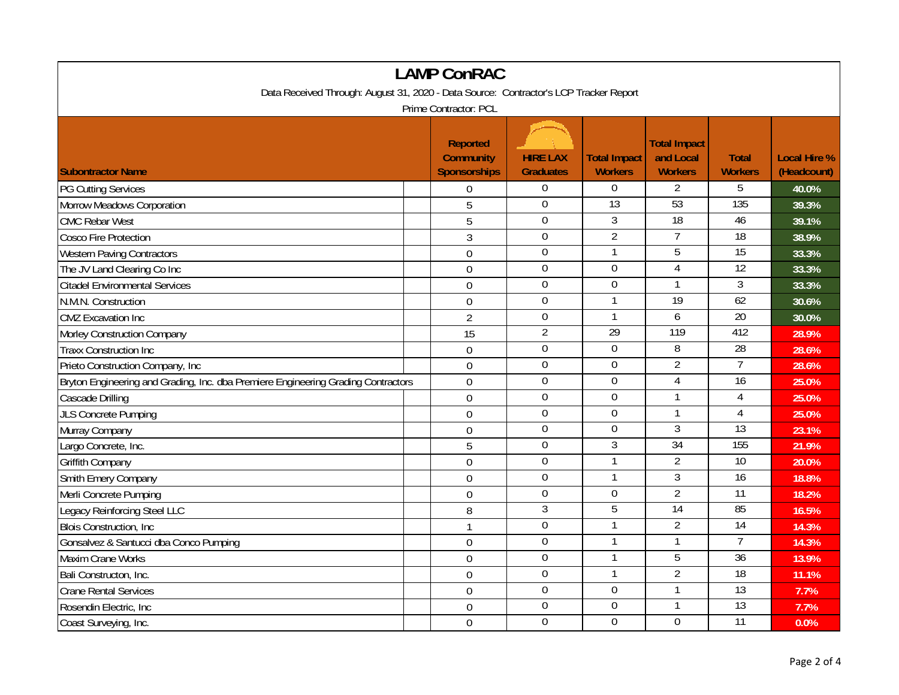# LAMP ConRAC

Data Received Through: August 31, 2020 - Data Source: Contractor's LCP Tracker Report

Prime Contractor: PCL

| Subontractor Name | Reported Community Sponsorships | HIRE LAX Graduates | Total Impact Workers | Total Impact and Local Workers | Total Workers | Local Hire % (Headcount) |
|---|---|---|---|---|---|---|
| PG Cutting Services | 0 | 0 | 0 | 2 | 5 | 40.0% |
| Morrow Meadows Corporation | 5 | 0 | 13 | 53 | 135 | 39.3% |
| CMC Rebar West | 5 | 0 | 3 | 18 | 46 | 39.1% |
| Cosco Fire Protection | 3 | 0 | 2 | 7 | 18 | 38.9% |
| Western Paving Contractors | 0 | 0 | 1 | 5 | 15 | 33.3% |
| The JV Land Clearing Co Inc | 0 | 0 | 0 | 4 | 12 | 33.3% |
| Citadel Environmental Services | 0 | 0 | 0 | 1 | 3 | 33.3% |
| N.M.N. Construction | 0 | 0 | 1 | 19 | 62 | 30.6% |
| CMZ Excavation Inc | 2 | 0 | 1 | 6 | 20 | 30.0% |
| Morley Construction Company | 15 | 2 | 29 | 119 | 412 | 28.9% |
| Traxx Construction Inc | 0 | 0 | 0 | 8 | 28 | 28.6% |
| Prieto Construction Company, Inc | 0 | 0 | 0 | 2 | 7 | 28.6% |
| Bryton Engineering and Grading, Inc. dba Premiere Engineering Grading Contractors | 0 | 0 | 0 | 4 | 16 | 25.0% |
| Cascade Drilling | 0 | 0 | 0 | 1 | 4 | 25.0% |
| JLS Concrete Pumping | 0 | 0 | 0 | 1 | 4 | 25.0% |
| Murray Company | 0 | 0 | 0 | 3 | 13 | 23.1% |
| Largo Concrete, Inc. | 5 | 0 | 3 | 34 | 155 | 21.9% |
| Griffith Company | 0 | 0 | 1 | 2 | 10 | 20.0% |
| Smith Emery Company | 0 | 0 | 1 | 3 | 16 | 18.8% |
| Merli Concrete Pumping | 0 | 0 | 0 | 2 | 11 | 18.2% |
| Legacy Reinforcing Steel LLC | 8 | 3 | 5 | 14 | 85 | 16.5% |
| Blois Construction, Inc | 1 | 0 | 1 | 2 | 14 | 14.3% |
| Gonsalvez & Santucci dba Conco Pumping | 0 | 0 | 1 | 1 | 7 | 14.3% |
| Maxim Crane Works | 0 | 0 | 1 | 5 | 36 | 13.9% |
| Bali Constructon, Inc. | 0 | 0 | 1 | 2 | 18 | 11.1% |
| Crane Rental Services | 0 | 0 | 0 | 1 | 13 | 7.7% |
| Rosendin Electric, Inc | 0 | 0 | 0 | 1 | 13 | 7.7% |
| Coast Surveying, Inc. | 0 | 0 | 0 | 0 | 11 | 0.0% |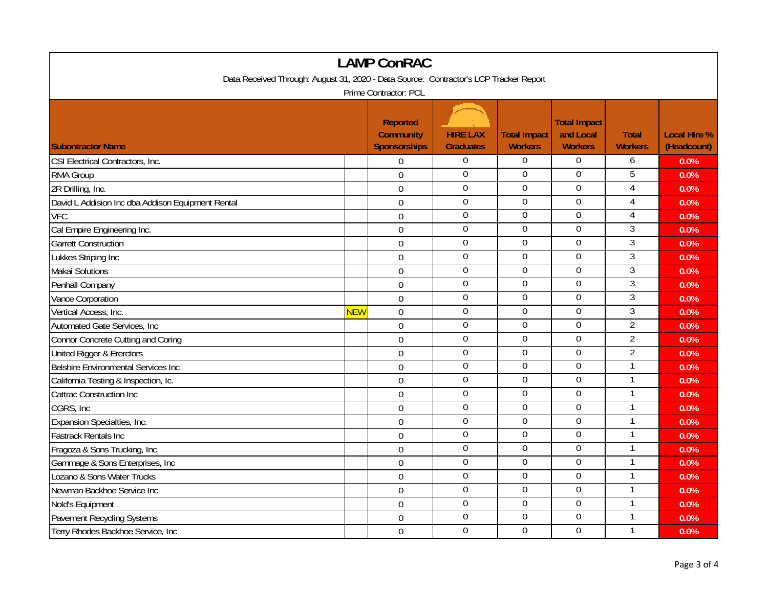# LAMP ConRAC

Data Received Through: August 31, 2020 - Data Source: Contractor's LCP Tracker Report

Prime Contractor: PCL

| Subontractor Name | | Reported Community Sponsorships | HIRE LAX Graduates | Total Impact Workers | Total Impact and Local Workers | Total Workers | Local Hire % (Headcount) |
|---|---|---|---|---|---|---|---|
| CSI Electrical Contractors, Inc. | | 0 | 0 | 0 | 0 | 6 | 0.0% |
| RMA Group | | 0 | 0 | 0 | 0 | 5 | 0.0% |
| 2R Drilling, Inc. | | 0 | 0 | 0 | 0 | 4 | 0.0% |
| David L Addision Inc dba Addison Equipment Rental | | 0 | 0 | 0 | 0 | 4 | 0.0% |
| VFC | | 0 | 0 | 0 | 0 | 4 | 0.0% |
| Cal Empire Engineering Inc. | | 0 | 0 | 0 | 0 | 3 | 0.0% |
| Garrett Construction | | 0 | 0 | 0 | 0 | 3 | 0.0% |
| Lukkes Striping Inc | | 0 | 0 | 0 | 0 | 3 | 0.0% |
| Makai Solutions | | 0 | 0 | 0 | 0 | 3 | 0.0% |
| Penhall Company | | 0 | 0 | 0 | 0 | 3 | 0.0% |
| Vance Corporation | | 0 | 0 | 0 | 0 | 3 | 0.0% |
| Vertical Access, Inc. | NEW | 0 | 0 | 0 | 0 | 3 | 0.0% |
| Automated Gate Services, Inc | | 0 | 0 | 0 | 0 | 2 | 0.0% |
| Connor Concrete Cutting and Coring | | 0 | 0 | 0 | 0 | 2 | 0.0% |
| United Rigger & Ererctors | | 0 | 0 | 0 | 0 | 2 | 0.0% |
| Belshire Environmental Services Inc | | 0 | 0 | 0 | 0 | 1 | 0.0% |
| California Testing & Inspection, Ic. | | 0 | 0 | 0 | 0 | 1 | 0.0% |
| Cattrac Construction Inc | | 0 | 0 | 0 | 0 | 1 | 0.0% |
| CGRS, Inc | | 0 | 0 | 0 | 0 | 1 | 0.0% |
| Expansion Specialties, Inc. | | 0 | 0 | 0 | 0 | 1 | 0.0% |
| Fastrack Rentals Inc | | 0 | 0 | 0 | 0 | 1 | 0.0% |
| Fragoza & Sons Trucking, Inc | | 0 | 0 | 0 | 0 | 1 | 0.0% |
| Gammage & Sons Enterprises, Inc | | 0 | 0 | 0 | 0 | 1 | 0.0% |
| Lozano & Sons Water Trucks | | 0 | 0 | 0 | 0 | 1 | 0.0% |
| Newman Backhoe Service Inc | | 0 | 0 | 0 | 0 | 1 | 0.0% |
| Nold's Equipment | | 0 | 0 | 0 | 0 | 1 | 0.0% |
| Pavement Recycling Systems | | 0 | 0 | 0 | 0 | 1 | 0.0% |
| Terry Rhodes Backhoe Service, Inc | | 0 | 0 | 0 | 0 | 1 | 0.0% |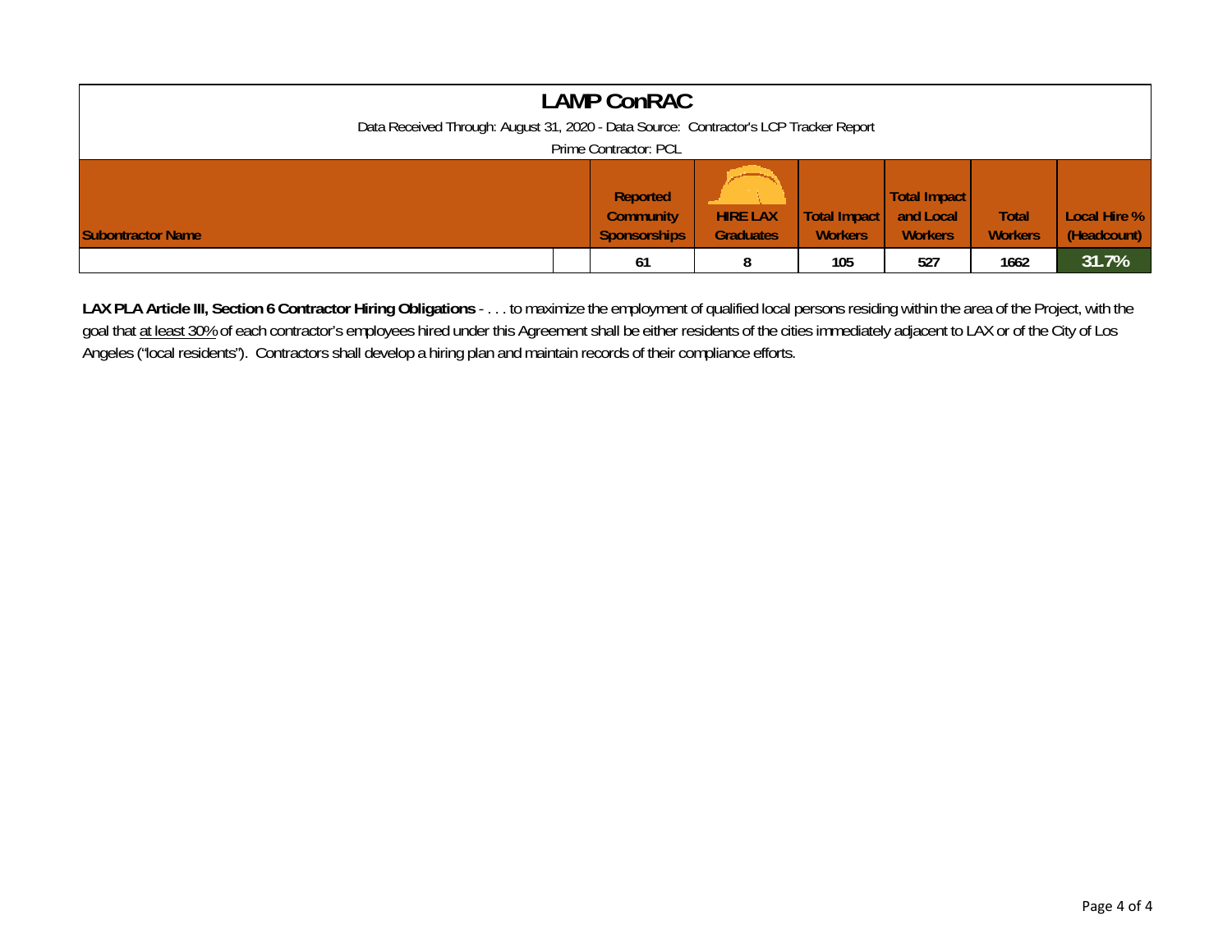# LAMP ConRAC

Data Received Through: August 31, 2020 - Data Source: Contractor's LCP Tracker Report

Prime Contractor: PCL

| Subcontractor Name | | Reported Community Sponsorships | HIRE LAX Graduates | Total Impact Workers | Total Impact and Local Workers | Total Workers | Local Hire % (Headcount) |
|---|---|---|---|---|---|---|---|
| | | 61 | 8 | 105 | 527 | 1662 | 31.7% |

**LAX PLA Article III, Section 6 Contractor Hiring Obligations** - . . . to maximize the employment of qualified local persons residing within the area of the Project, with the goal that at least 30% of each contractor's employees hired under this Agreement shall be either residents of the cities immediately adjacent to LAX or of the City of Los Angeles ("local residents"). Contractors shall develop a hiring plan and maintain records of their compliance efforts.